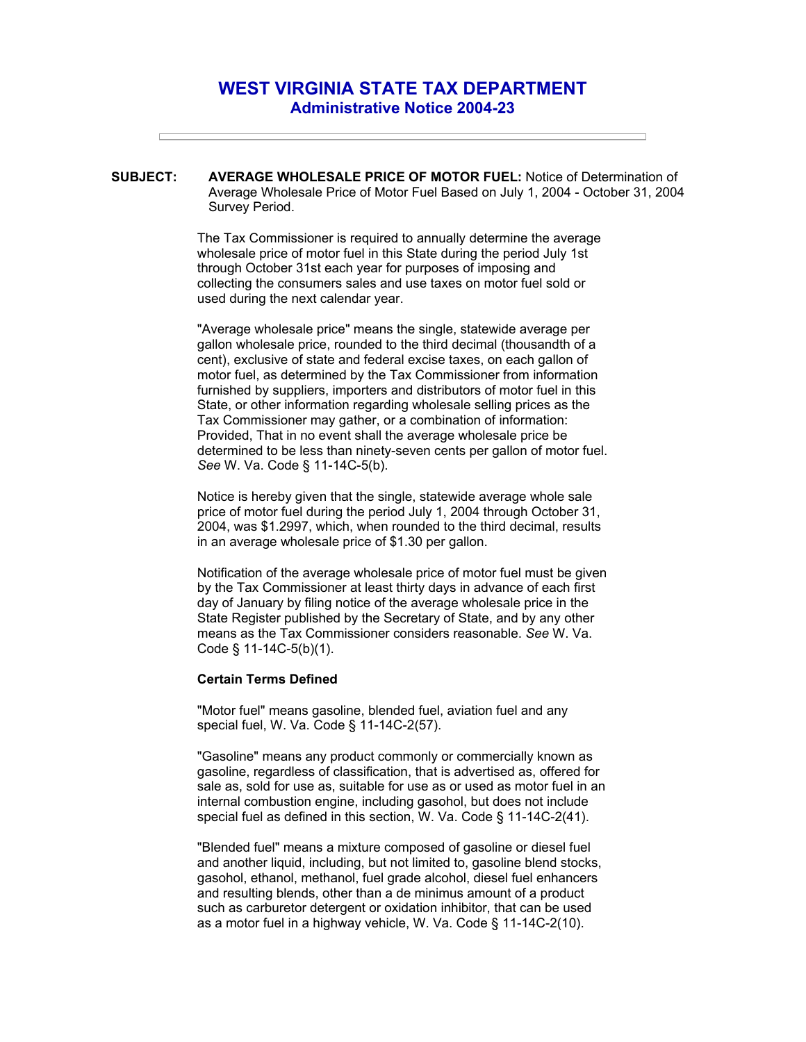# WEST VIRGINIA STATE TAX DEPARTMENT
## Administrative Notice 2004-23

---

**SUBJECT:** **AVERAGE WHOLESALE PRICE OF MOTOR FUEL:** Notice of Determination of Average Wholesale Price of Motor Fuel Based on July 1, 2004 - October 31, 2004 Survey Period.

The Tax Commissioner is required to annually determine the average wholesale price of motor fuel in this State during the period July 1st through October 31st each year for purposes of imposing and collecting the consumers sales and use taxes on motor fuel sold or used during the next calendar year.

"Average wholesale price" means the single, statewide average per gallon wholesale price, rounded to the third decimal (thousandth of a cent), exclusive of state and federal excise taxes, on each gallon of motor fuel, as determined by the Tax Commissioner from information furnished by suppliers, importers and distributors of motor fuel in this State, or other information regarding wholesale selling prices as the Tax Commissioner may gather, or a combination of information: Provided, That in no event shall the average wholesale price be determined to be less than ninety-seven cents per gallon of motor fuel. *See* W. Va. Code § 11-14C-5(b).

Notice is hereby given that the single, statewide average whole sale price of motor fuel during the period July 1, 2004 through October 31, 2004, was $1.2997, which, when rounded to the third decimal, results in an average wholesale price of $1.30 per gallon.

Notification of the average wholesale price of motor fuel must be given by the Tax Commissioner at least thirty days in advance of each first day of January by filing notice of the average wholesale price in the State Register published by the Secretary of State, and by any other means as the Tax Commissioner considers reasonable. *See* W. Va. Code § 11-14C-5(b)(1).

**Certain Terms Defined**

"Motor fuel" means gasoline, blended fuel, aviation fuel and any special fuel, W. Va. Code § 11-14C-2(57).

"Gasoline" means any product commonly or commercially known as gasoline, regardless of classification, that is advertised as, offered for sale as, sold for use as, suitable for use as or used as motor fuel in an internal combustion engine, including gasohol, but does not include special fuel as defined in this section, W. Va. Code § 11-14C-2(41).

"Blended fuel" means a mixture composed of gasoline or diesel fuel and another liquid, including, but not limited to, gasoline blend stocks, gasohol, ethanol, methanol, fuel grade alcohol, diesel fuel enhancers and resulting blends, other than a de minimus amount of a product such as carburetor detergent or oxidation inhibitor, that can be used as a motor fuel in a highway vehicle, W. Va. Code § 11-14C-2(10).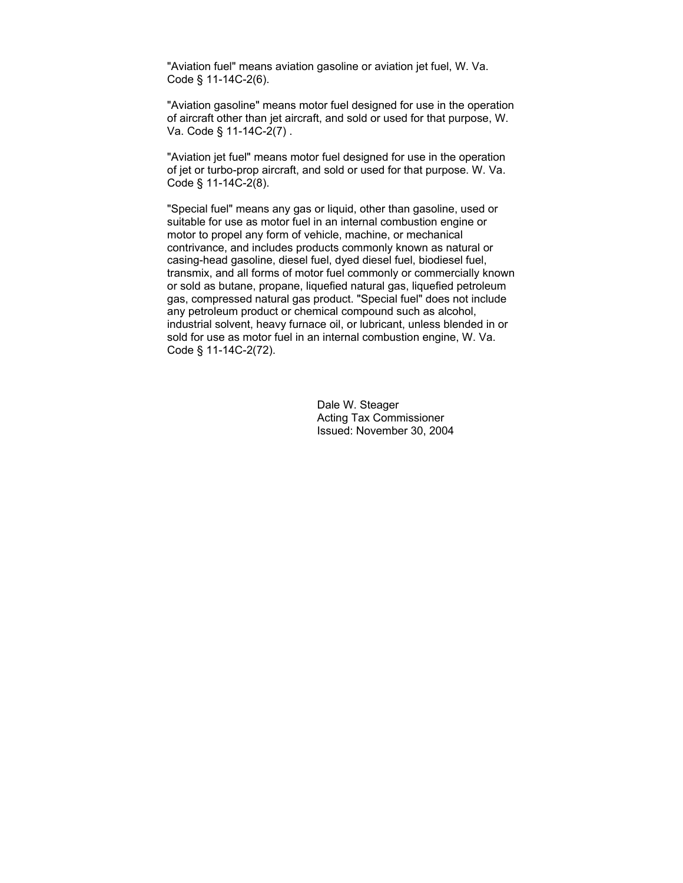"Aviation fuel" means aviation gasoline or aviation jet fuel, W. Va. Code § 11-14C-2(6).

"Aviation gasoline" means motor fuel designed for use in the operation of aircraft other than jet aircraft, and sold or used for that purpose, W. Va. Code § 11-14C-2(7) .

"Aviation jet fuel" means motor fuel designed for use in the operation of jet or turbo-prop aircraft, and sold or used for that purpose. W. Va. Code § 11-14C-2(8).

"Special fuel" means any gas or liquid, other than gasoline, used or suitable for use as motor fuel in an internal combustion engine or motor to propel any form of vehicle, machine, or mechanical contrivance, and includes products commonly known as natural or casing-head gasoline, diesel fuel, dyed diesel fuel, biodiesel fuel, transmix, and all forms of motor fuel commonly or commercially known or sold as butane, propane, liquefied natural gas, liquefied petroleum gas, compressed natural gas product. "Special fuel" does not include any petroleum product or chemical compound such as alcohol, industrial solvent, heavy furnace oil, or lubricant, unless blended in or sold for use as motor fuel in an internal combustion engine, W. Va. Code § 11-14C-2(72).

Dale W. Steager
Acting Tax Commissioner
Issued: November 30, 2004